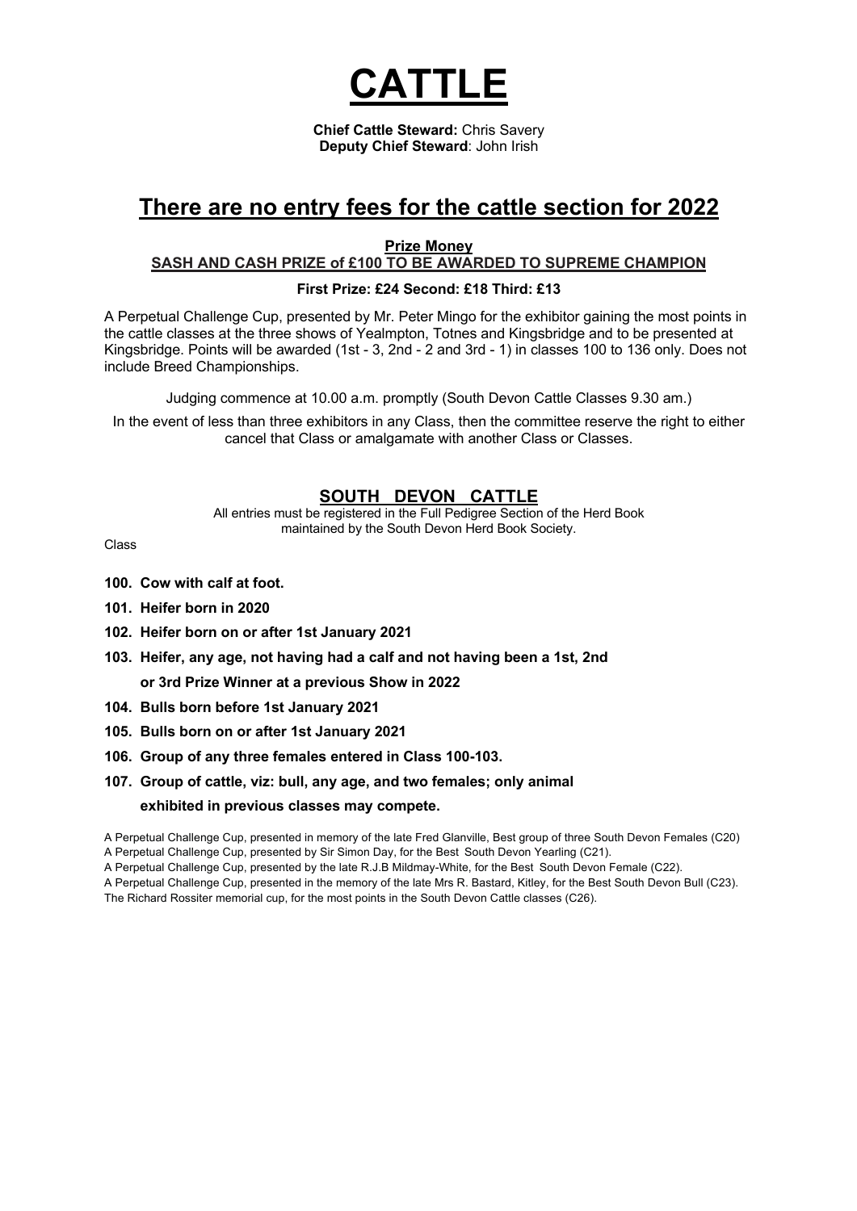# CATTLE

**Chief Cattle Steward:** Chris Savery
**Deputy Chief Steward**: John Irish

## There are no entry fees for the cattle section for 2022

**Prize Money**
**SASH AND CASH PRIZE of £100 TO BE AWARDED TO SUPREME CHAMPION**

**First Prize: £24 Second: £18 Third: £13**

A Perpetual Challenge Cup, presented by Mr. Peter Mingo for the exhibitor gaining the most points in the cattle classes at the three shows of Yealmpton, Totnes and Kingsbridge and to be presented at Kingsbridge. Points will be awarded (1st - 3, 2nd - 2 and 3rd - 1) in classes 100 to 136 only. Does not include Breed Championships.

Judging commence at 10.00 a.m. promptly (South Devon Cattle Classes 9.30 am.)

In the event of less than three exhibitors in any Class, then the committee reserve the right to either cancel that Class or amalgamate with another Class or Classes.

## SOUTH DEVON CATTLE

All entries must be registered in the Full Pedigree Section of the Herd Book maintained by the South Devon Herd Book Society.

Class

**100. Cow with calf at foot.**

**101. Heifer born in 2020**

**102. Heifer born on or after 1st January 2021**

**103. Heifer, any age, not having had a calf and not having been a 1st, 2nd or 3rd Prize Winner at a previous Show in 2022**

**104. Bulls born before 1st January 2021**

**105. Bulls born on or after 1st January 2021**

**106. Group of any three females entered in Class 100-103.**

**107. Group of cattle, viz: bull, any age, and two females; only animal exhibited in previous classes may compete.**

A Perpetual Challenge Cup, presented in memory of the late Fred Glanville, Best group of three South Devon Females (C20)
A Perpetual Challenge Cup, presented by Sir Simon Day, for the Best South Devon Yearling (C21).
A Perpetual Challenge Cup, presented by the late R.J.B Mildmay-White, for the Best South Devon Female (C22).
A Perpetual Challenge Cup, presented in the memory of the late Mrs R. Bastard, Kitley, for the Best South Devon Bull (C23).
The Richard Rossiter memorial cup, for the most points in the South Devon Cattle classes (C26).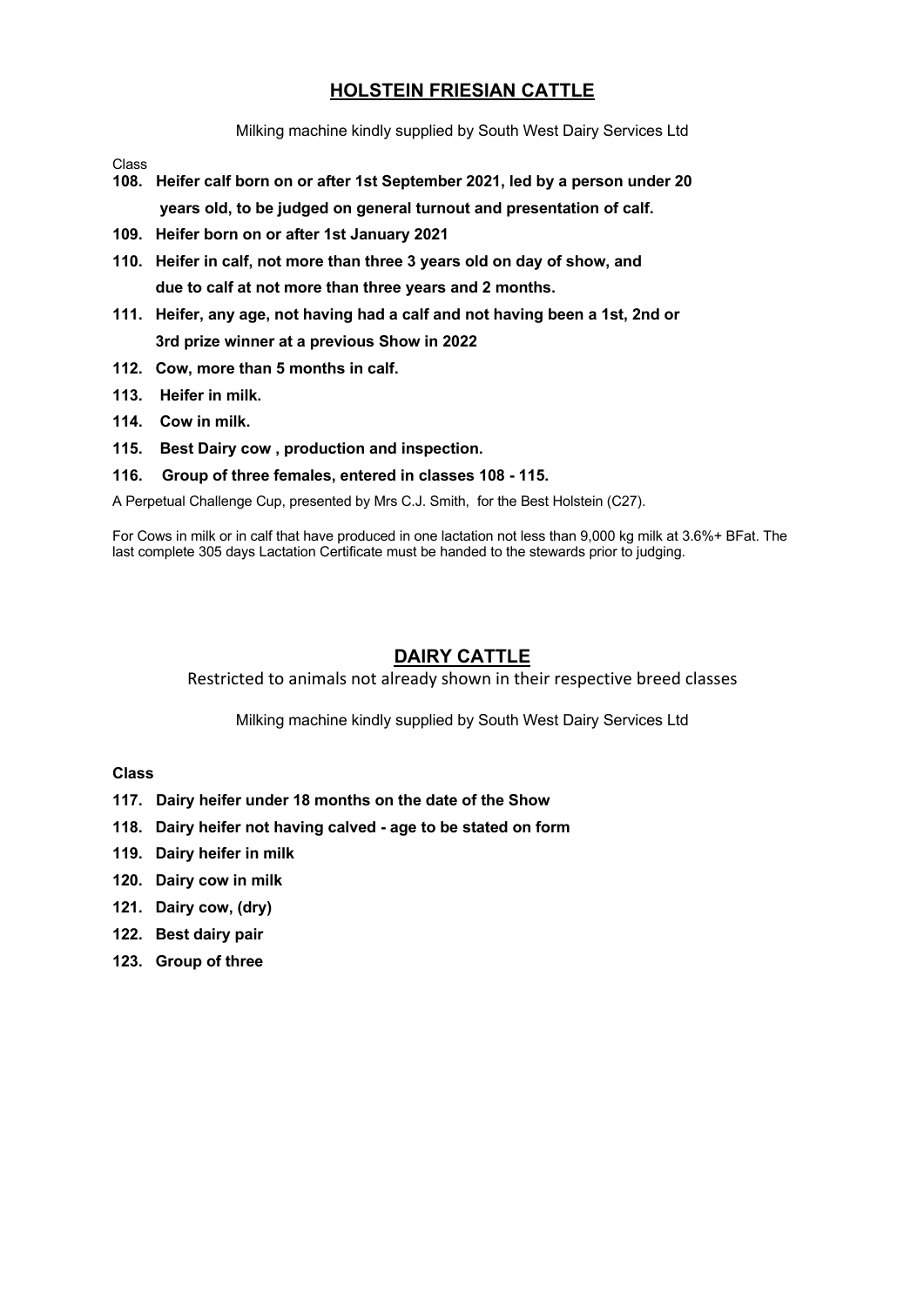## HOLSTEIN FRIESIAN CATTLE

Milking machine kindly supplied by South West Dairy Services Ltd

Class

**108. Heifer calf born on or after 1st September 2021, led by a person under 20 years old, to be judged on general turnout and presentation of calf.**

**109. Heifer born on or after 1st January 2021**

**110. Heifer in calf, not more than three 3 years old on day of show, and due to calf at not more than three years and 2 months.**

**111. Heifer, any age, not having had a calf and not having been a 1st, 2nd or 3rd prize winner at a previous Show in 2022**

**112. Cow, more than 5 months in calf.**

**113. Heifer in milk.**

**114. Cow in milk.**

**115. Best Dairy cow , production and inspection.**

**116. Group of three females, entered in classes 108 - 115.**

A Perpetual Challenge Cup, presented by Mrs C.J. Smith, for the Best Holstein (C27).

For Cows in milk or in calf that have produced in one lactation not less than 9,000 kg milk at 3.6%+ BFat. The last complete 305 days Lactation Certificate must be handed to the stewards prior to judging.

## DAIRY CATTLE

Restricted to animals not already shown in their respective breed classes

Milking machine kindly supplied by South West Dairy Services Ltd

**Class**

**117. Dairy heifer under 18 months on the date of the Show**

**118. Dairy heifer not having calved - age to be stated on form**

**119. Dairy heifer in milk**

**120. Dairy cow in milk**

**121. Dairy cow, (dry)**

**122. Best dairy pair**

**123. Group of three**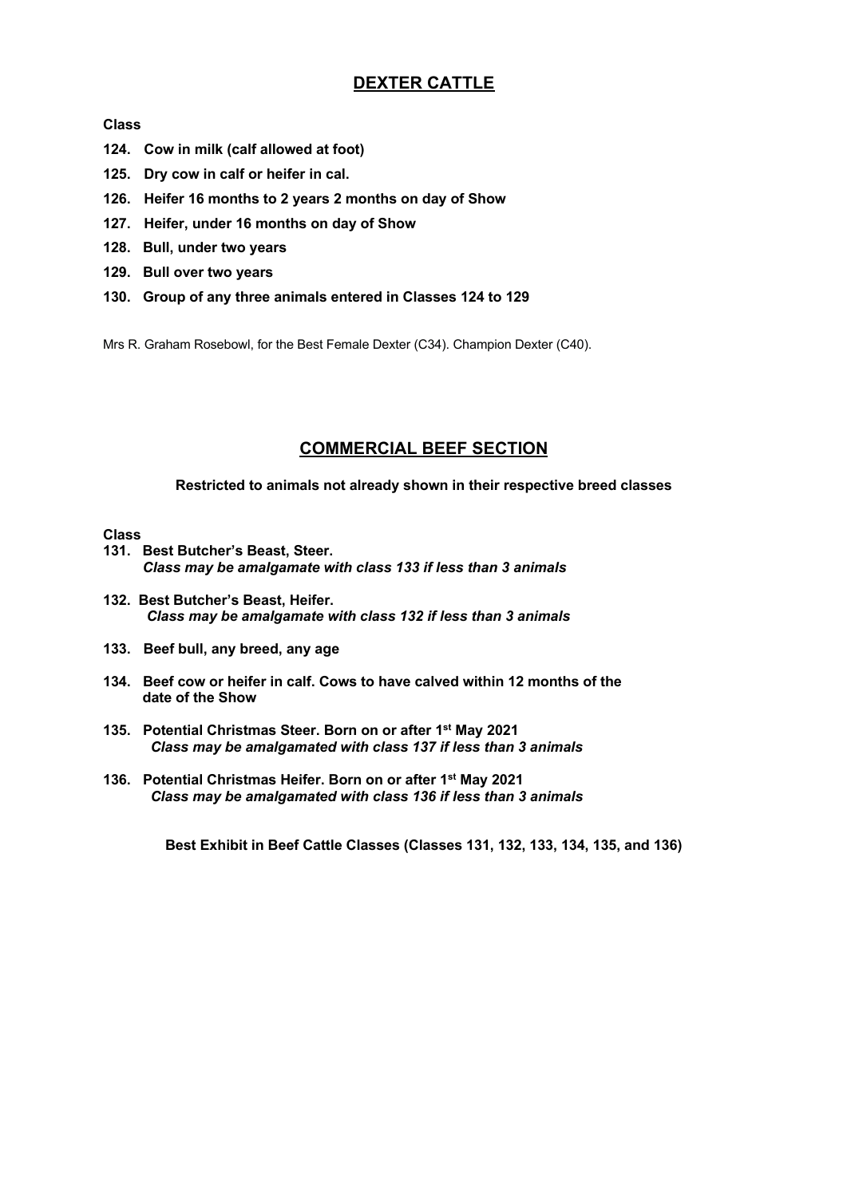## DEXTER CATTLE

**Class**

**124. Cow in milk (calf allowed at foot)**

**125. Dry cow in calf or heifer in cal.**

**126. Heifer 16 months to 2 years 2 months on day of Show**

**127. Heifer, under 16 months on day of Show**

**128. Bull, under two years**

**129. Bull over two years**

**130. Group of any three animals entered in Classes 124 to 129**

Mrs R. Graham Rosebowl, for the Best Female Dexter (C34). Champion Dexter (C40).

## COMMERCIAL BEEF SECTION

**Restricted to animals not already shown in their respective breed classes**

**Class**

**131. Best Butcher's Beast, Steer.**
***Class may be amalgamate with class 133 if less than 3 animals***

**132. Best Butcher's Beast, Heifer.**
***Class may be amalgamate with class 132 if less than 3 animals***

**133. Beef bull, any breed, any age**

**134. Beef cow or heifer in calf. Cows to have calved within 12 months of the date of the Show**

**135. Potential Christmas Steer. Born on or after 1st May 2021**
***Class may be amalgamated with class 137 if less than 3 animals***

**136. Potential Christmas Heifer. Born on or after 1st May 2021**
***Class may be amalgamated with class 136 if less than 3 animals***

**Best Exhibit in Beef Cattle Classes (Classes 131, 132, 133, 134, 135, and 136)**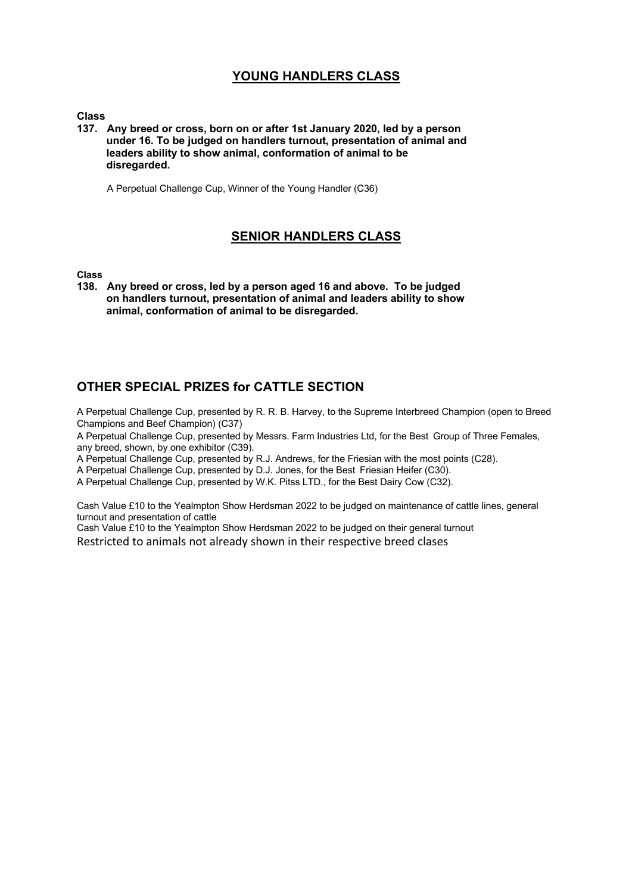## YOUNG HANDLERS CLASS

**Class**

**137. Any breed or cross, born on or after 1st January 2020, led by a person under 16. To be judged on handlers turnout, presentation of animal and leaders ability to show animal, conformation of animal to be disregarded.**

A Perpetual Challenge Cup, Winner of the Young Handler (C36)

## SENIOR HANDLERS CLASS

**Class**

**138. Any breed or cross, led by a person aged 16 and above. To be judged on handlers turnout, presentation of animal and leaders ability to show animal, conformation of animal to be disregarded.**

## OTHER SPECIAL PRIZES for CATTLE SECTION

A Perpetual Challenge Cup, presented by R. R. B. Harvey, to the Supreme Interbreed Champion (open to Breed Champions and Beef Champion) (C37)

A Perpetual Challenge Cup, presented by Messrs. Farm Industries Ltd, for the Best Group of Three Females, any breed, shown, by one exhibitor (C39).

A Perpetual Challenge Cup, presented by R.J. Andrews, for the Friesian with the most points (C28).

A Perpetual Challenge Cup, presented by D.J. Jones, for the Best Friesian Heifer (C30).

A Perpetual Challenge Cup, presented by W.K. Pitss LTD., for the Best Dairy Cow (C32).

Cash Value £10 to the Yealmpton Show Herdsman 2022 to be judged on maintenance of cattle lines, general turnout and presentation of cattle

Cash Value £10 to the Yealmpton Show Herdsman 2022 to be judged on their general turnout

Restricted to animals not already shown in their respective breed clases